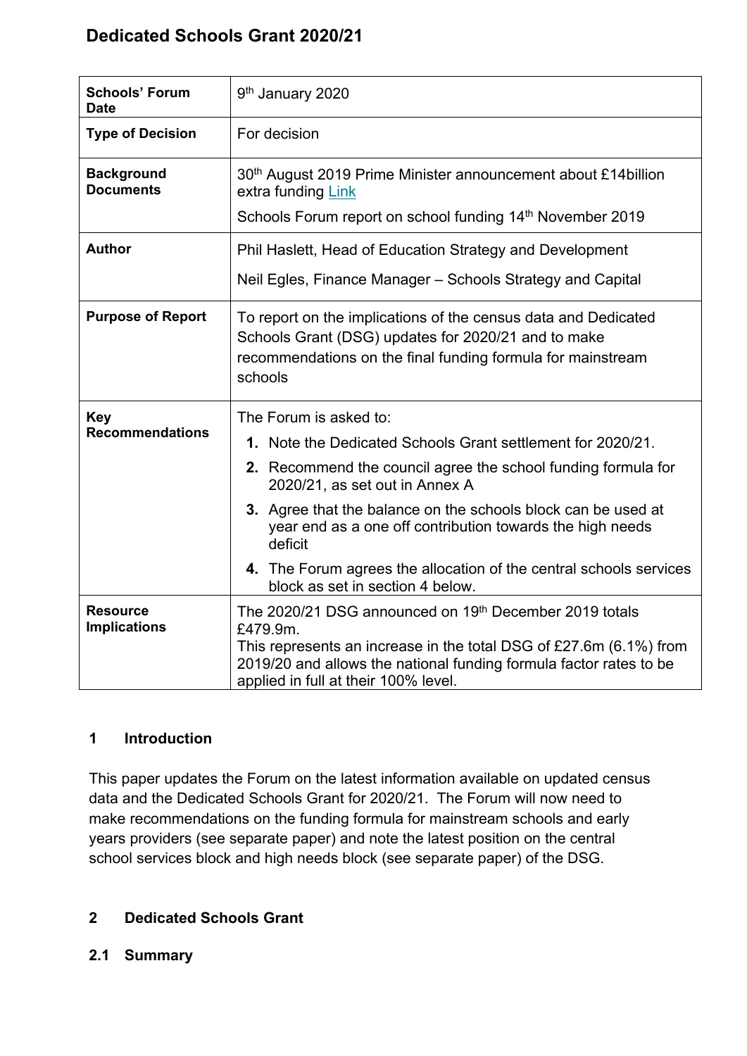# Dedicated Schools Grant 2020/21

| | |
|---|---|
| **Schools' Forum Date** | 9th January 2020 |
| **Type of Decision** | For decision |
| **Background Documents** | 30th August 2019 Prime Minister announcement about £14billion extra funding Link<br><br>Schools Forum report on school funding 14th November 2019 |
| **Author** | Phil Haslett, Head of Education Strategy and Development<br><br>Neil Egles, Finance Manager – Schools Strategy and Capital |
| **Purpose of Report** | To report on the implications of the census data and Dedicated Schools Grant (DSG) updates for 2020/21 and to make recommendations on the final funding formula for mainstream schools |
| **Key Recommendations** | The Forum is asked to:<br>**1.** Note the Dedicated Schools Grant settlement for 2020/21.<br>**2.** Recommend the council agree the school funding formula for 2020/21, as set out in Annex A<br>**3.** Agree that the balance on the schools block can be used at year end as a one off contribution towards the high needs deficit<br>**4.** The Forum agrees the allocation of the central schools services block as set in section 4 below. |
| **Resource Implications** | The 2020/21 DSG announced on 19th December 2019 totals £479.9m.<br>This represents an increase in the total DSG of £27.6m (6.1%) from 2019/20 and allows the national funding formula factor rates to be applied in full at their 100% level. |

## 1 Introduction

This paper updates the Forum on the latest information available on updated census data and the Dedicated Schools Grant for 2020/21. The Forum will now need to make recommendations on the funding formula for mainstream schools and early years providers (see separate paper) and note the latest position on the central school services block and high needs block (see separate paper) of the DSG.

## 2 Dedicated Schools Grant

### 2.1 Summary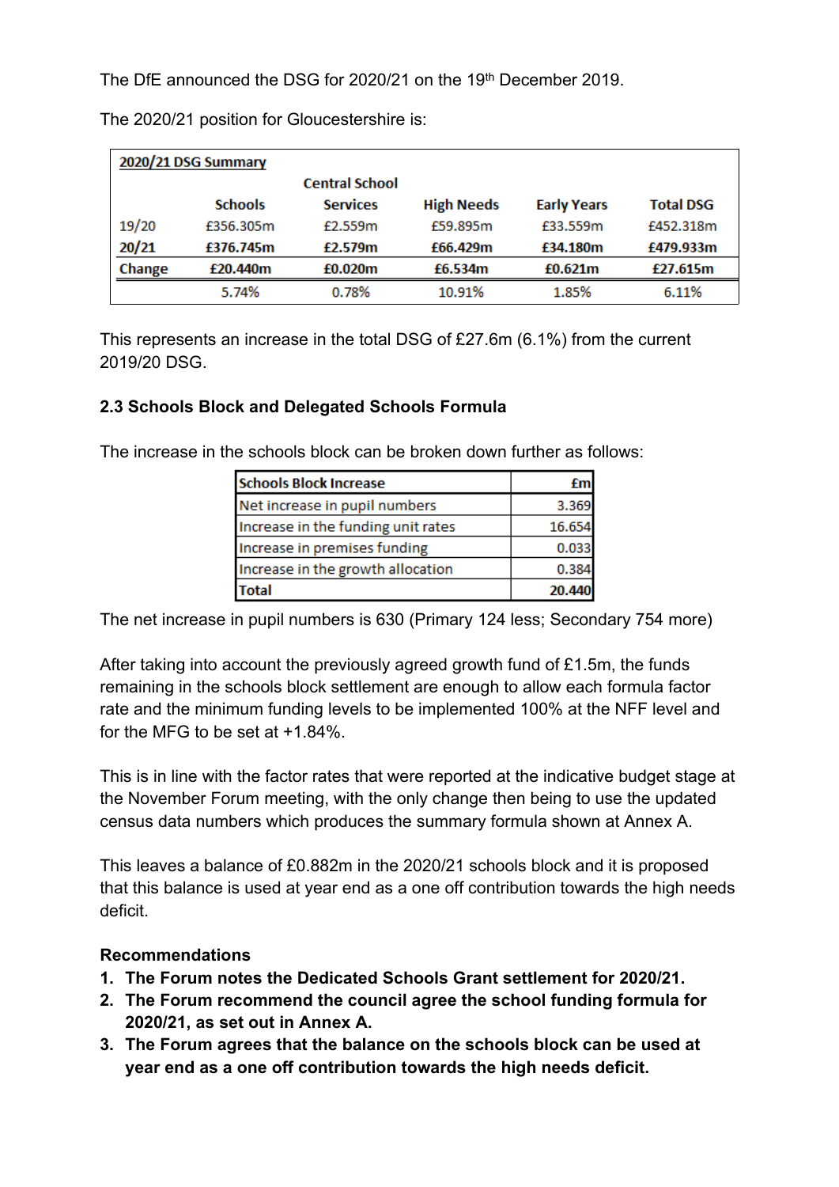The DfE announced the DSG for 2020/21 on the 19th December 2019.

The 2020/21 position for Gloucestershire is:

| 2020/21 DSG Summary | | | | | |
|---|---|---|---|---|---|
| | Schools | Central School Services | High Needs | Early Years | Total DSG |
| 19/20 | £356.305m | £2.559m | £59.895m | £33.559m | £452.318m |
| **20/21** | **£376.745m** | **£2.579m** | **£66.429m** | **£34.180m** | **£479.933m** |
| **Change** | **£20.440m** | **£0.020m** | **£6.534m** | **£0.621m** | **£27.615m** |
| | 5.74% | 0.78% | 10.91% | 1.85% | 6.11% |

This represents an increase in the total DSG of £27.6m (6.1%) from the current 2019/20 DSG.

### 2.3 Schools Block and Delegated Schools Formula

The increase in the schools block can be broken down further as follows:

| Schools Block Increase | £m |
|---|---|
| Net increase in pupil numbers | 3.369 |
| Increase in the funding unit rates | 16.654 |
| Increase in premises funding | 0.033 |
| Increase in the growth allocation | 0.384 |
| **Total** | **20.440** |

The net increase in pupil numbers is 630 (Primary 124 less; Secondary 754 more)

After taking into account the previously agreed growth fund of £1.5m, the funds remaining in the schools block settlement are enough to allow each formula factor rate and the minimum funding levels to be implemented 100% at the NFF level and for the MFG to be set at +1.84%.

This is in line with the factor rates that were reported at the indicative budget stage at the November Forum meeting, with the only change then being to use the updated census data numbers which produces the summary formula shown at Annex A.

This leaves a balance of £0.882m in the 2020/21 schools block and it is proposed that this balance is used at year end as a one off contribution towards the high needs deficit.

**Recommendations**

1. **The Forum notes the Dedicated Schools Grant settlement for 2020/21.**
2. **The Forum recommend the council agree the school funding formula for 2020/21, as set out in Annex A.**
3. **The Forum agrees that the balance on the schools block can be used at year end as a one off contribution towards the high needs deficit.**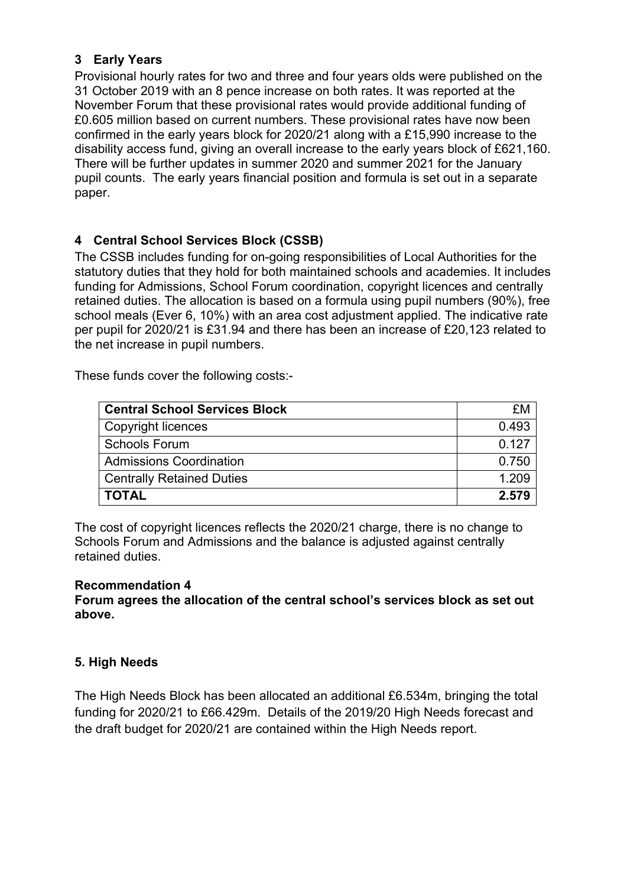## 3 Early Years

Provisional hourly rates for two and three and four years olds were published on the 31 October 2019 with an 8 pence increase on both rates. It was reported at the November Forum that these provisional rates would provide additional funding of £0.605 million based on current numbers. These provisional rates have now been confirmed in the early years block for 2020/21 along with a £15,990 increase to the disability access fund, giving an overall increase to the early years block of £621,160. There will be further updates in summer 2020 and summer 2021 for the January pupil counts. The early years financial position and formula is set out in a separate paper.

## 4 Central School Services Block (CSSB)

The CSSB includes funding for on-going responsibilities of Local Authorities for the statutory duties that they hold for both maintained schools and academies. It includes funding for Admissions, School Forum coordination, copyright licences and centrally retained duties. The allocation is based on a formula using pupil numbers (90%), free school meals (Ever 6, 10%) with an area cost adjustment applied. The indicative rate per pupil for 2020/21 is £31.94 and there has been an increase of £20,123 related to the net increase in pupil numbers.

These funds cover the following costs:-

| **Central School Services Block** | £M |
|---|---|
| Copyright licences | 0.493 |
| Schools Forum | 0.127 |
| Admissions Coordination | 0.750 |
| Centrally Retained Duties | 1.209 |
| **TOTAL** | **2.579** |

The cost of copyright licences reflects the 2020/21 charge, there is no change to Schools Forum and Admissions and the balance is adjusted against centrally retained duties.

**Recommendation 4**
**Forum agrees the allocation of the central school's services block as set out above.**

## 5. High Needs

The High Needs Block has been allocated an additional £6.534m, bringing the total funding for 2020/21 to £66.429m. Details of the 2019/20 High Needs forecast and the draft budget for 2020/21 are contained within the High Needs report.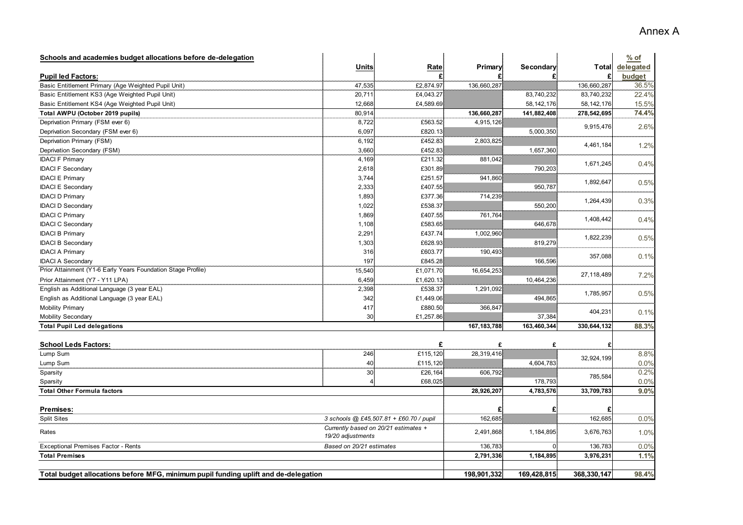Annex A

| Schools and academies budget allocations before de-delegation | Units | Rate | Primary | Secondary | Total | % of delegated |
|---|---|---|---|---|---|---|
| **Pupil led Factors:** | | £ | £ | £ | £ | budget |
| Basic Entitlement Primary (Age Weighted Pupil Unit) | 47,535 | £2,874.97 | 136,660,287 | | 136,660,287 | 36.5% |
| Basic Entitlement KS3 (Age Weighted Pupil Unit) | 20,711 | £4,043.27 | | 83,740,232 | 83,740,232 | 22.4% |
| Basic Entitlement KS4 (Age Weighted Pupil Unit) | 12,668 | £4,589.69 | | 58,142,176 | 58,142,176 | 15.5% |
| **Total AWPU (October 2019 pupils)** | 80,914 | | **136,660,287** | **141,882,408** | **278,542,695** | **74.4%** |
| Deprivation Primary (FSM ever 6) | 8,722 | £563.52 | 4,915,126 | | 9,915,476 | 2.6% |
| Deprivation Secondary (FSM ever 6) | 6,097 | £820.13 | | 5,000,350 | | |
| Deprivation Primary (FSM) | 6,192 | £452.83 | 2,803,825 | | 4,461,184 | 1.2% |
| Deprivation Secondary (FSM) | 3,660 | £452.83 | | 1,657,360 | | |
| IDACI F Primary | 4,169 | £211.32 | 881,042 | | 1,671,245 | 0.4% |
| IDACI F Secondary | 2,618 | £301.89 | | 790,203 | | |
| IDACI E Primary | 3,744 | £251.57 | 941,860 | | 1,892,647 | 0.5% |
| IDACI E Secondary | 2,333 | £407.55 | | 950,787 | | |
| IDACI D Primary | 1,893 | £377.36 | 714,239 | | 1,264,439 | 0.3% |
| IDACI D Secondary | 1,022 | £538.37 | | 550,200 | | |
| IDACI C Primary | 1,869 | £407.55 | 761,764 | | 1,408,442 | 0.4% |
| IDACI C Secondary | 1,108 | £583.65 | | 646,678 | | |
| IDACI B Primary | 2,291 | £437.74 | 1,002,960 | | 1,822,239 | 0.5% |
| IDACI B Secondary | 1,303 | £628.93 | | 819,279 | | |
| IDACI A Primary | 316 | £603.77 | 190,493 | | 357,088 | 0.1% |
| IDACI A Secondary | 197 | £845.28 | | 166,596 | | |
| Prior Attainment (Y1-6 Early Years Foundation Stage Profile) | 15,540 | £1,071.70 | 16,654,253 | | 27,118,489 | 7.2% |
| Prior Attainment (Y7 - Y11 LPA) | 6,459 | £1,620.13 | | 10,464,236 | | |
| English as Additional Language (3 year EAL) | 2,398 | £538.37 | 1,291,092 | | 1,785,957 | 0.5% |
| English as Additional Language (3 year EAL) | 342 | £1,449.06 | | 494,865 | | |
| Mobility Primary | 417 | £880.50 | 366,847 | | 404,231 | 0.1% |
| Mobility Secondary | 30 | £1,257.86 | | 37,384 | | |
| **Total Pupil Led delegations** | | | **167,183,788** | **163,460,344** | **330,644,132** | **88.3%** |
| | | | | | | |
| **School Leds Factors:** | | £ | £ | £ | £ | |
| Lump Sum | 246 | £115,120 | 28,319,416 | | 32,924,199 | 8.8% |
| Lump Sum | 40 | £115,120 | | 4,604,783 | | 0.0% |
| Sparsity | 30 | £26,164 | 606,792 | | 785,584 | 0.2% |
| Sparsity | 4 | £68,025 | | 178,793 | | 0.0% |
| **Total Other Formula factors** | | | **28,926,207** | **4,783,576** | **33,709,783** | **9.0%** |
| | | | | | | |
| **Premises:** | | | £ | £ | £ | |
| Split Sites | *3 schools @ £45,507.81 + £60.70 / pupil* | | 162,685 | | 162,685 | 0.0% |
| Rates | *Currently based on 20/21 estimates + 19/20 adjustments* | | 2,491,868 | 1,184,895 | 3,676,763 | 1.0% |
| Exceptional Premises Factor - Rents | *Based on 20/21 estimates* | | 136,783 | 0 | 136,783 | 0.0% |
| **Total Premises** | | | **2,791,336** | **1,184,895** | **3,976,231** | **1.1%** |
| | | | | | | |
| **Total budget allocations before MFG, minimum pupil funding uplift and de-delegation** | | | **198,901,332** | **169,428,815** | **368,330,147** | **98.4%** |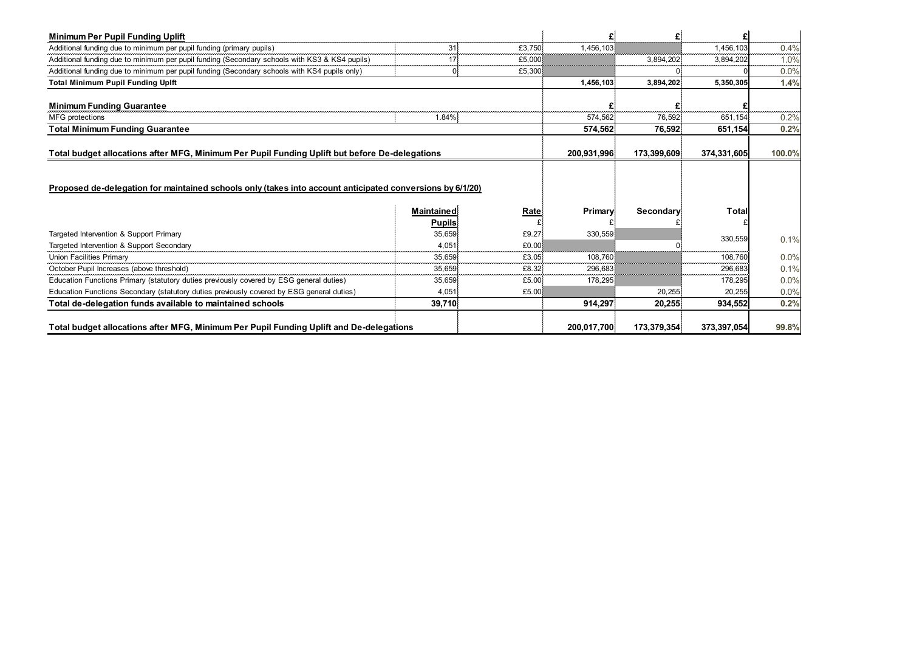| | | | | | | |
|---|---|---|---|---|---|---|
| **Minimum Per Pupil Funding Uplift** | | | **£** | **£** | **£** | |
| Additional funding due to minimum per pupil funding (primary pupils) | 31 | £3,750 | 1,456,103 | | 1,456,103 | 0.4% |
| Additional funding due to minimum per pupil funding (Secondary schools with KS3 & KS4 pupils) | 17 | £5,000 | | 3,894,202 | 3,894,202 | 1.0% |
| Additional funding due to minimum per pupil funding (Secondary schools with KS4 pupils only) | 0 | £5,300 | | 0 | 0 | 0.0% |
| **Total Minimum Pupil Funding Uplft** | | | **1,456,103** | **3,894,202** | **5,350,305** | **1.4%** |
| **Minimum Funding Guarantee** | | | **£** | **£** | **£** | |
| MFG protections | 1.84% | | 574,562 | 76,592 | 651,154 | 0.2% |
| **Total Minimum Funding Guarantee** | | | **574,562** | **76,592** | **651,154** | **0.2%** |
| **Total budget allocations after MFG, Minimum Per Pupil Funding Uplift but before De-delegations** | | | **200,931,996** | **173,399,609** | **374,331,605** | **100.0%** |

**Proposed de-delegation for maintained schools only (takes into account anticipated conversions by 6/1/20)**

| | **Maintained Pupils** | **Rate** £ | **Primary** £ | **Secondary** £ | **Total** £ | |
|---|---|---|---|---|---|---|
| Targeted Intervention & Support Primary | 35,659 | £9.27 | 330,559 | | 330,559 | 0.1% |
| Targeted Intervention & Support Secondary | 4,051 | £0.00 | | 0 | | |
| Union Facilities Primary | 35,659 | £3.05 | 108,760 | | 108,760 | 0.0% |
| October Pupil Increases (above threshold) | 35,659 | £8.32 | 296,683 | | 296,683 | 0.1% |
| Education Functions Primary (statutory duties previously covered by ESG general duties) | 35,659 | £5.00 | 178,295 | | 178,295 | 0.0% |
| Education Functions Secondary (statutory duties previously covered by ESG general duties) | 4,051 | £5.00 | | 20,255 | 20,255 | 0.0% |
| **Total de-delegation funds available to maintained schools** | **39,710** | | **914,297** | **20,255** | **934,552** | **0.2%** |
| **Total budget allocations after MFG, Minimum Per Pupil Funding Uplift and De-delegations** | | | **200,017,700** | **173,379,354** | **373,397,054** | **99.8%** |